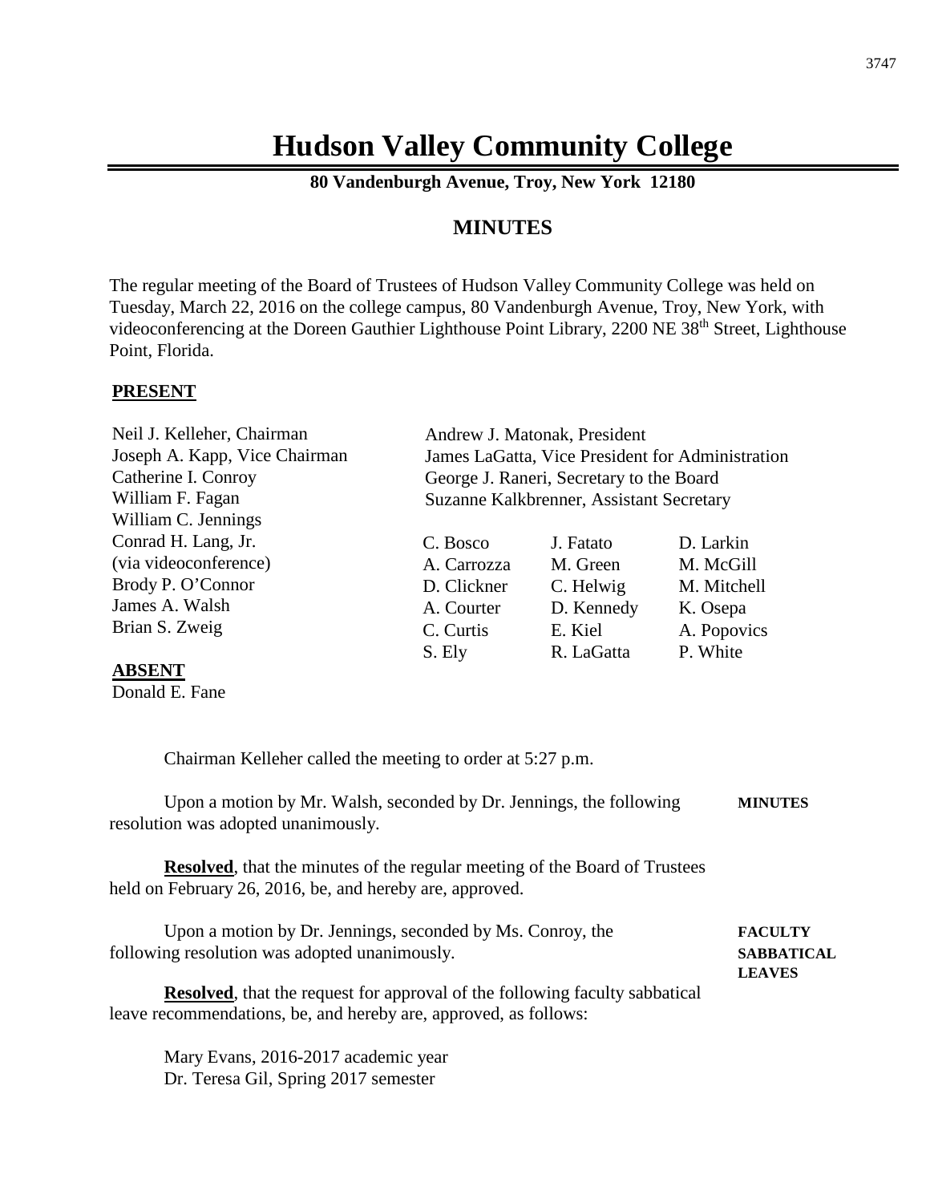# Hudson Valley Community College

**80 Vandenburgh Avenue, Troy, New York 12180**

## MINUTES

The regular meeting of the Board of Trustees of Hudson Valley Community College was held on Tuesday, March 22, 2016 on the college campus, 80 Vandenburgh Avenue, Troy, New York, with videoconferencing at the Doreen Gauthier Lighthouse Point Library, 2200 NE 38th Street, Lighthouse Point, Florida.

**PRESENT**

Neil J. Kelleher, Chairman
Joseph A. Kapp, Vice Chairman
Catherine I. Conroy
William F. Fagan
William C. Jennings
Conrad H. Lang, Jr. (via videoconference)
Brody P. O'Connor
James A. Walsh
Brian S. Zweig

Andrew J. Matonak, President
James LaGatta, Vice President for Administration
George J. Raneri, Secretary to the Board
Suzanne Kalkbrenner, Assistant Secretary

| | | |
|---|---|---|
| C. Bosco | J. Fatato | D. Larkin |
| A. Carrozza | M. Green | M. McGill |
| D. Clickner | C. Helwig | M. Mitchell |
| A. Courter | D. Kennedy | K. Osepa |
| C. Curtis | E. Kiel | A. Popovics |
| S. Ely | R. LaGatta | P. White |

**ABSENT**

Donald E. Fane

Chairman Kelleher called the meeting to order at 5:27 p.m.

**MINUTES**

Upon a motion by Mr. Walsh, seconded by Dr. Jennings, the following resolution was adopted unanimously.

**Resolved**, that the minutes of the regular meeting of the Board of Trustees held on February 26, 2016, be, and hereby are, approved.

**FACULTY SABBATICAL LEAVES**

Upon a motion by Dr. Jennings, seconded by Ms. Conroy, the following resolution was adopted unanimously.

**Resolved**, that the request for approval of the following faculty sabbatical leave recommendations, be, and hereby are, approved, as follows:

Mary Evans, 2016-2017 academic year
Dr. Teresa Gil, Spring 2017 semester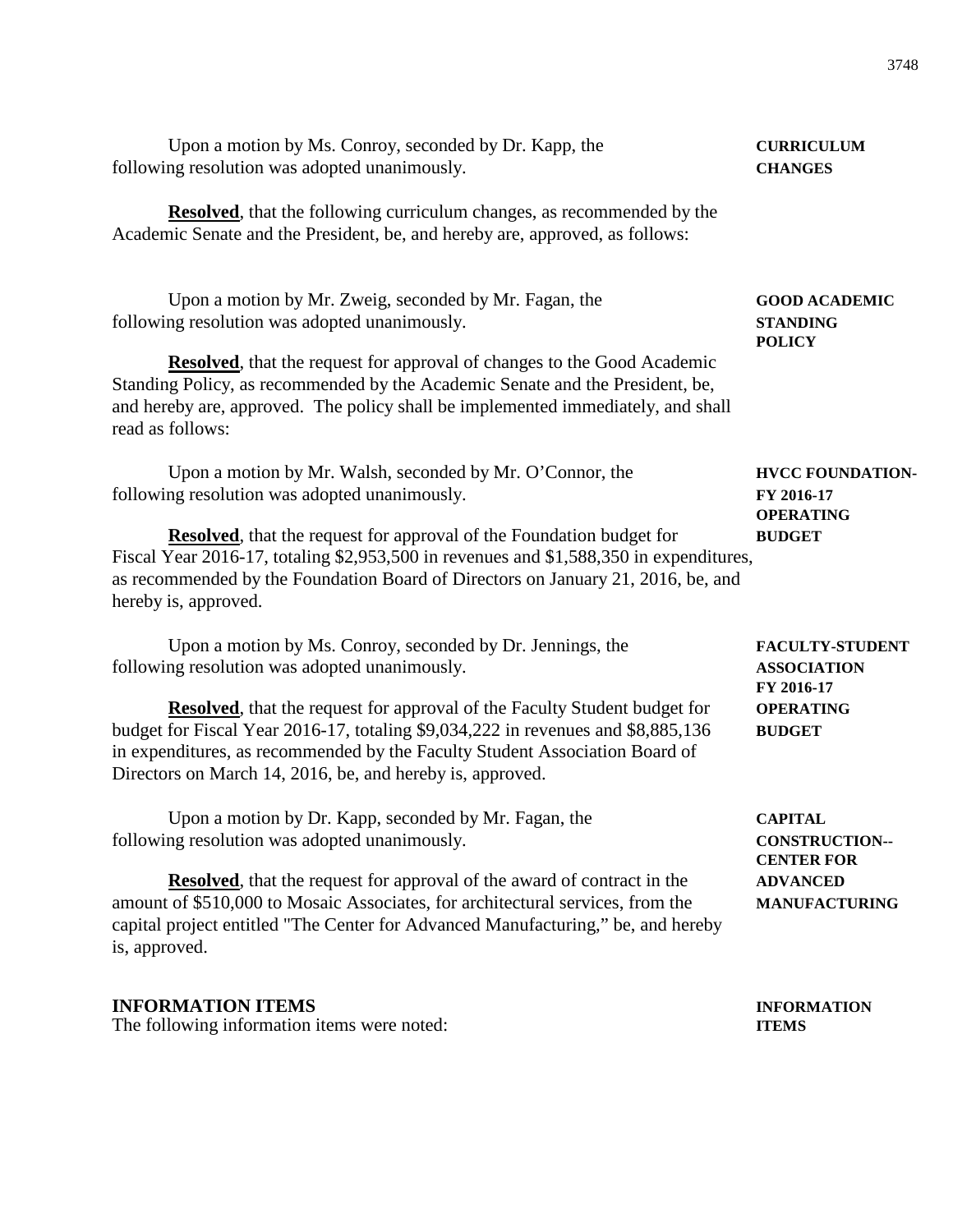**CURRICULUM CHANGES**

Upon a motion by Ms. Conroy, seconded by Dr. Kapp, the following resolution was adopted unanimously.

**Resolved**, that the following curriculum changes, as recommended by the Academic Senate and the President, be, and hereby are, approved, as follows:

**GOOD ACADEMIC STANDING POLICY**

Upon a motion by Mr. Zweig, seconded by Mr. Fagan, the following resolution was adopted unanimously.

**Resolved**, that the request for approval of changes to the Good Academic Standing Policy, as recommended by the Academic Senate and the President, be, and hereby are, approved. The policy shall be implemented immediately, and shall read as follows:

**HVCC FOUNDATION- FY 2016-17 OPERATING BUDGET**

Upon a motion by Mr. Walsh, seconded by Mr. O'Connor, the following resolution was adopted unanimously.

**Resolved**, that the request for approval of the Foundation budget for Fiscal Year 2016-17, totaling $2,953,500 in revenues and $1,588,350 in expenditures, as recommended by the Foundation Board of Directors on January 21, 2016, be, and hereby is, approved.

**FACULTY-STUDENT ASSOCIATION FY 2016-17 OPERATING BUDGET**

Upon a motion by Ms. Conroy, seconded by Dr. Jennings, the following resolution was adopted unanimously.

**Resolved**, that the request for approval of the Faculty Student budget for budget for Fiscal Year 2016-17, totaling $9,034,222 in revenues and $8,885,136 in expenditures, as recommended by the Faculty Student Association Board of Directors on March 14, 2016, be, and hereby is, approved.

**CAPITAL CONSTRUCTION-- CENTER FOR ADVANCED MANUFACTURING**

Upon a motion by Dr. Kapp, seconded by Mr. Fagan, the following resolution was adopted unanimously.

**Resolved**, that the request for approval of the award of contract in the amount of $510,000 to Mosaic Associates, for architectural services, from the capital project entitled "The Center for Advanced Manufacturing," be, and hereby is, approved.

## INFORMATION ITEMS

**INFORMATION ITEMS**

The following information items were noted: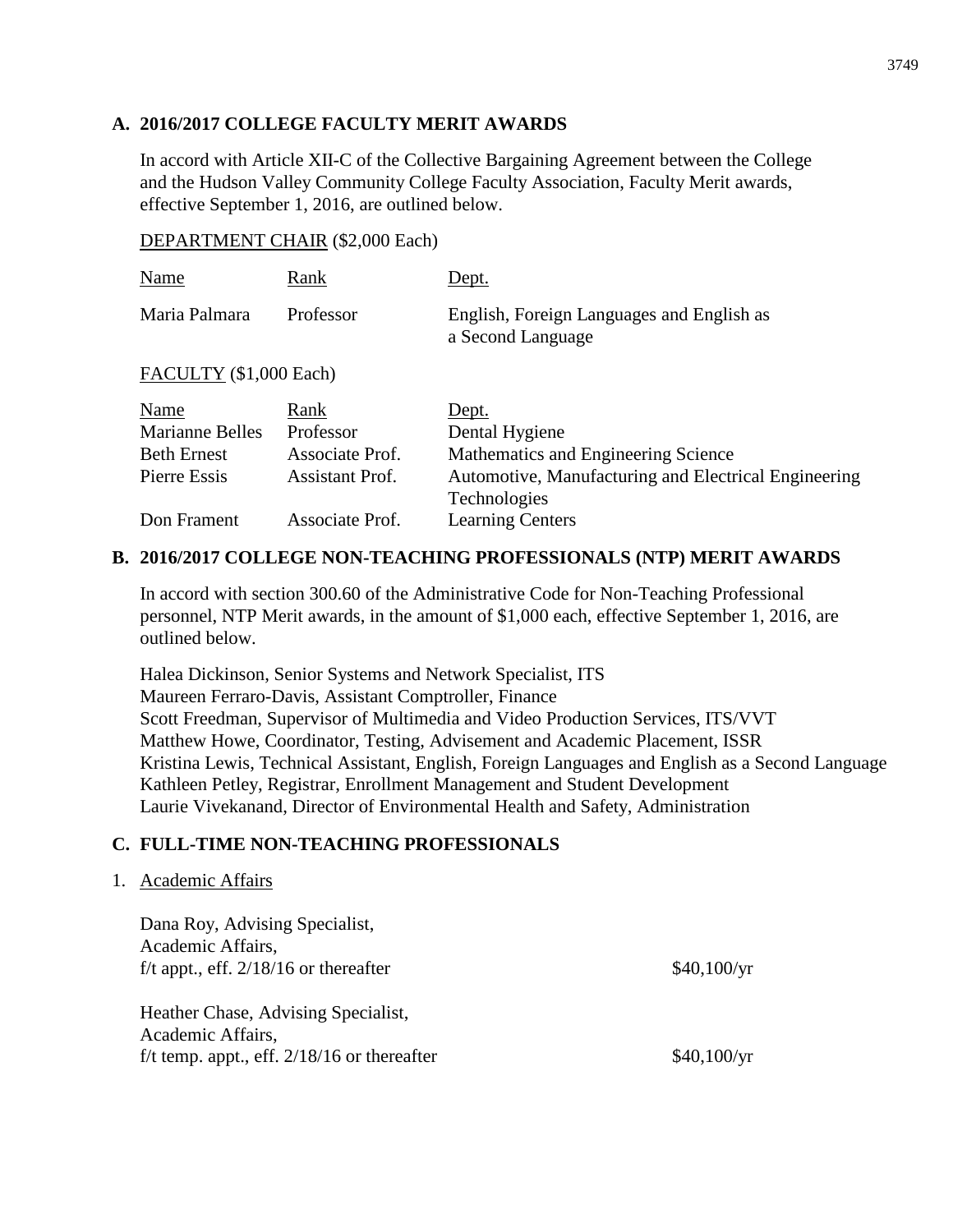## A. 2016/2017 COLLEGE FACULTY MERIT AWARDS

In accord with Article XII-C of the Collective Bargaining Agreement between the College and the Hudson Valley Community College Faculty Association, Faculty Merit awards, effective September 1, 2016, are outlined below.

DEPARTMENT CHAIR ($2,000 Each)

| Name | Rank | Dept. |
|---|---|---|
| Maria Palmara | Professor | English, Foreign Languages and English as a Second Language |

FACULTY ($1,000 Each)

| Name | Rank | Dept. |
|---|---|---|
| Marianne Belles | Professor | Dental Hygiene |
| Beth Ernest | Associate Prof. | Mathematics and Engineering Science |
| Pierre Essis | Assistant Prof. | Automotive, Manufacturing and Electrical Engineering Technologies |
| Don Frament | Associate Prof. | Learning Centers |

## B. 2016/2017 COLLEGE NON-TEACHING PROFESSIONALS (NTP) MERIT AWARDS

In accord with section 300.60 of the Administrative Code for Non-Teaching Professional personnel, NTP Merit awards, in the amount of $1,000 each, effective September 1, 2016, are outlined below.

Halea Dickinson, Senior Systems and Network Specialist, ITS
Maureen Ferraro-Davis, Assistant Comptroller, Finance
Scott Freedman, Supervisor of Multimedia and Video Production Services, ITS/VVT
Matthew Howe, Coordinator, Testing, Advisement and Academic Placement, ISSR
Kristina Lewis, Technical Assistant, English, Foreign Languages and English as a Second Language
Kathleen Petley, Registrar, Enrollment Management and Student Development
Laurie Vivekanand, Director of Environmental Health and Safety, Administration

## C. FULL-TIME NON-TEACHING PROFESSIONALS

1. Academic Affairs

Dana Roy, Advising Specialist,
Academic Affairs,
f/t appt., eff. 2/18/16 or thereafter — $40,100/yr

Heather Chase, Advising Specialist,
Academic Affairs,
f/t temp. appt., eff. 2/18/16 or thereafter — $40,100/yr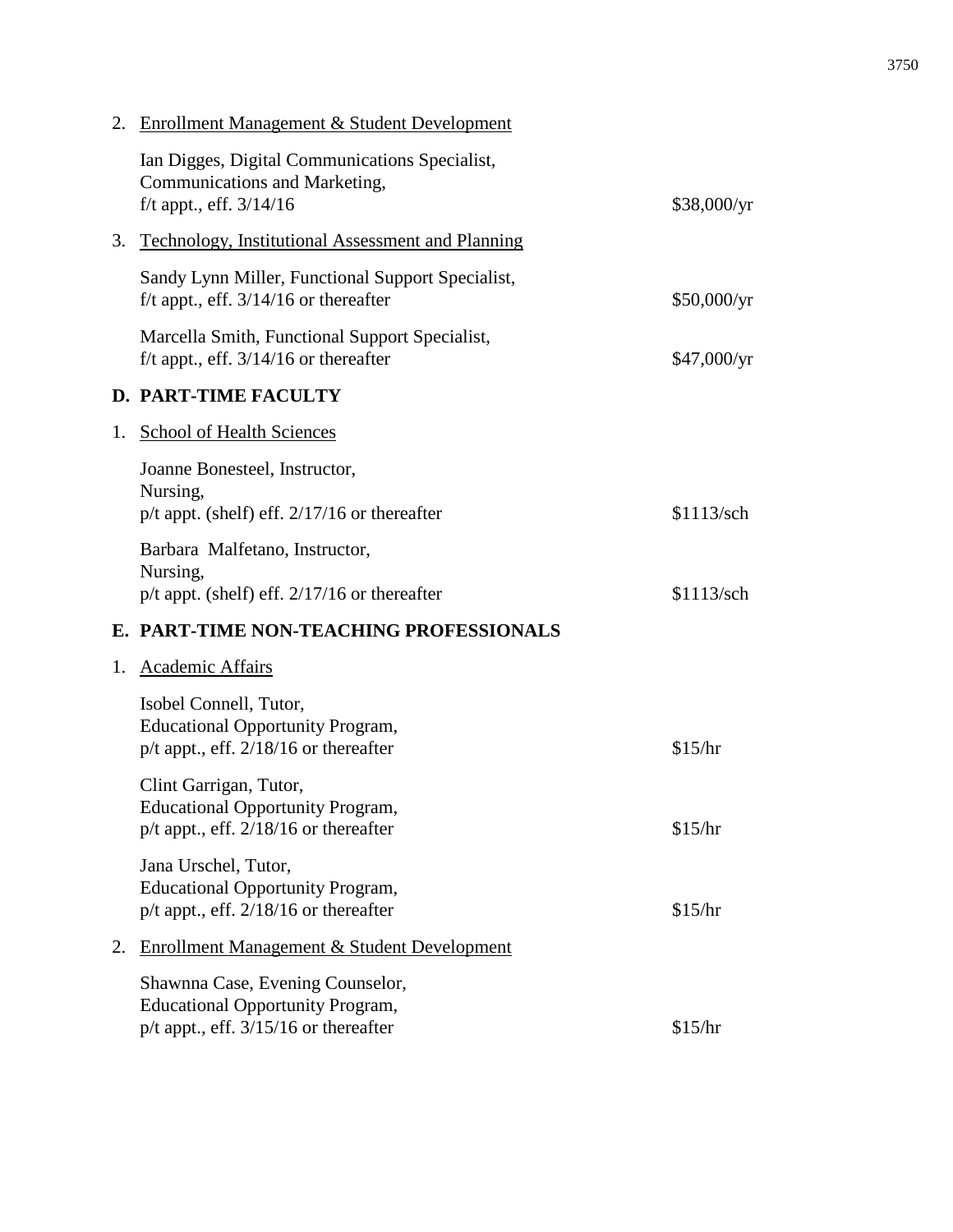2. <u>Enrollment Management & Student Development</u>

   Ian Digges, Digital Communications Specialist,
   Communications and Marketing,
   f/t appt., eff. 3/14/16 — $38,000/yr

3. <u>Technology, Institutional Assessment and Planning</u>

   Sandy Lynn Miller, Functional Support Specialist,
   f/t appt., eff. 3/14/16 or thereafter — $50,000/yr

   Marcella Smith, Functional Support Specialist,
   f/t appt., eff. 3/14/16 or thereafter — $47,000/yr

## D. PART-TIME FACULTY

1. <u>School of Health Sciences</u>

   Joanne Bonesteel, Instructor,
   Nursing,
   p/t appt. (shelf) eff. 2/17/16 or thereafter — $1113/sch

   Barbara Malfetano, Instructor,
   Nursing,
   p/t appt. (shelf) eff. 2/17/16 or thereafter — $1113/sch

## E. PART-TIME NON-TEACHING PROFESSIONALS

1. <u>Academic Affairs</u>

   Isobel Connell, Tutor,
   Educational Opportunity Program,
   p/t appt., eff. 2/18/16 or thereafter — $15/hr

   Clint Garrigan, Tutor,
   Educational Opportunity Program,
   p/t appt., eff. 2/18/16 or thereafter — $15/hr

   Jana Urschel, Tutor,
   Educational Opportunity Program,
   p/t appt., eff. 2/18/16 or thereafter — $15/hr

2. <u>Enrollment Management & Student Development</u>

   Shawnna Case, Evening Counselor,
   Educational Opportunity Program,
   p/t appt., eff. 3/15/16 or thereafter — $15/hr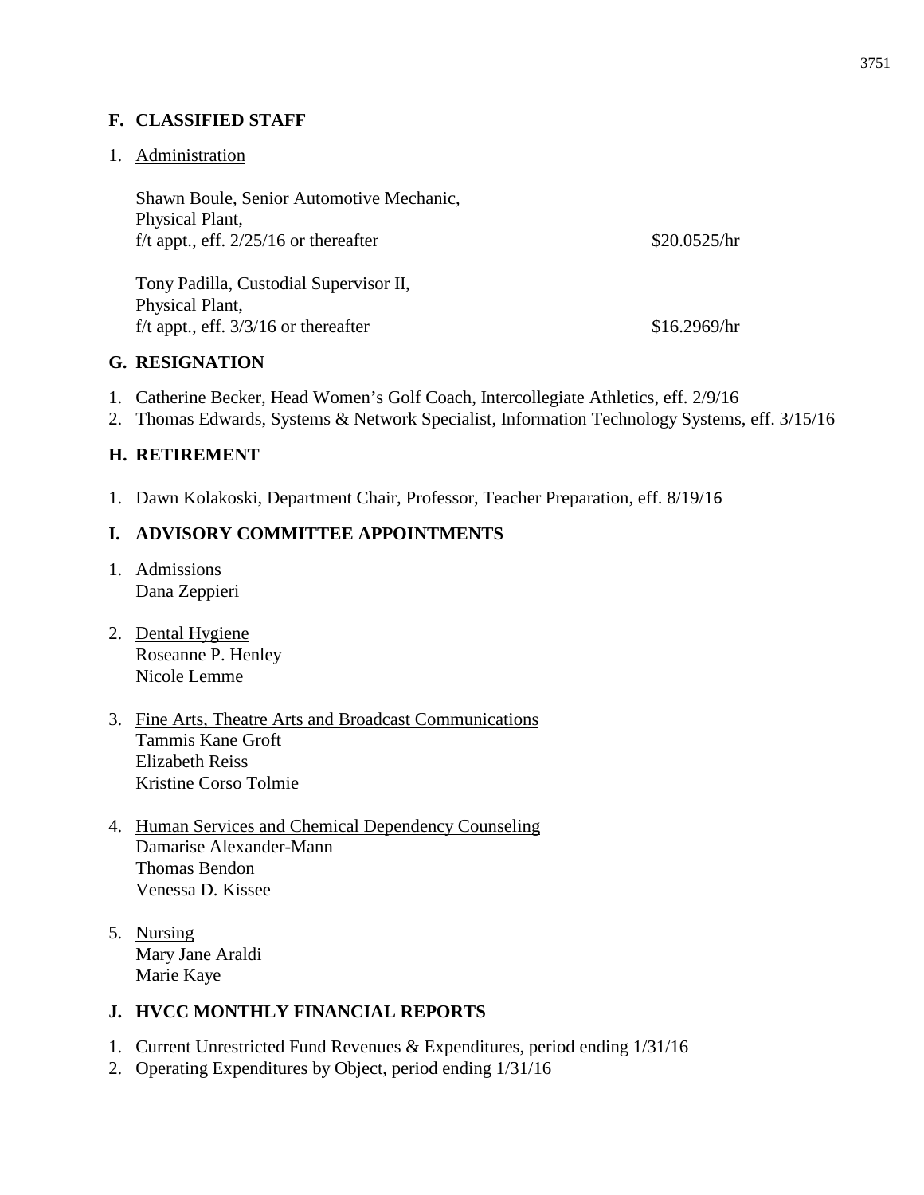## F. CLASSIFIED STAFF

1. Administration

   Shawn Boule, Senior Automotive Mechanic,
   Physical Plant,
   f/t appt., eff. 2/25/16 or thereafter — $20.0525/hr

   Tony Padilla, Custodial Supervisor II,
   Physical Plant,
   f/t appt., eff. 3/3/16 or thereafter — $16.2969/hr

## G. RESIGNATION

1. Catherine Becker, Head Women's Golf Coach, Intercollegiate Athletics, eff. 2/9/16
2. Thomas Edwards, Systems & Network Specialist, Information Technology Systems, eff. 3/15/16

## H. RETIREMENT

1. Dawn Kolakoski, Department Chair, Professor, Teacher Preparation, eff. 8/19/16

## I. ADVISORY COMMITTEE APPOINTMENTS

1. Admissions
   Dana Zeppieri

2. Dental Hygiene
   Roseanne P. Henley
   Nicole Lemme

3. Fine Arts, Theatre Arts and Broadcast Communications
   Tammis Kane Groft
   Elizabeth Reiss
   Kristine Corso Tolmie

4. Human Services and Chemical Dependency Counseling
   Damarise Alexander-Mann
   Thomas Bendon
   Venessa D. Kissee

5. Nursing
   Mary Jane Araldi
   Marie Kaye

## J. HVCC MONTHLY FINANCIAL REPORTS

1. Current Unrestricted Fund Revenues & Expenditures, period ending 1/31/16
2. Operating Expenditures by Object, period ending 1/31/16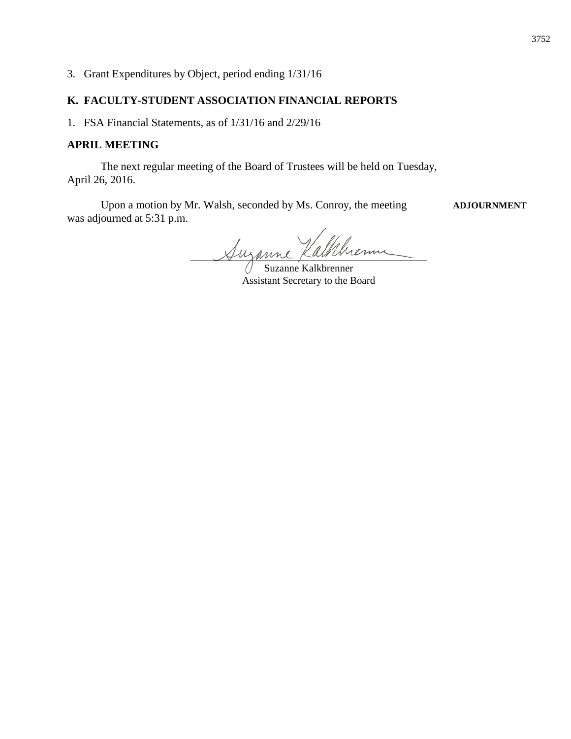3. Grant Expenditures by Object, period ending 1/31/16

## K. FACULTY-STUDENT ASSOCIATION FINANCIAL REPORTS

1. FSA Financial Statements, as of 1/31/16 and 2/29/16

## APRIL MEETING

The next regular meeting of the Board of Trustees will be held on Tuesday, April 26, 2016.

**ADJOURNMENT**

Upon a motion by Mr. Walsh, seconded by Ms. Conroy, the meeting was adjourned at 5:31 p.m.

Suzanne Kalkbrenner
Assistant Secretary to the Board